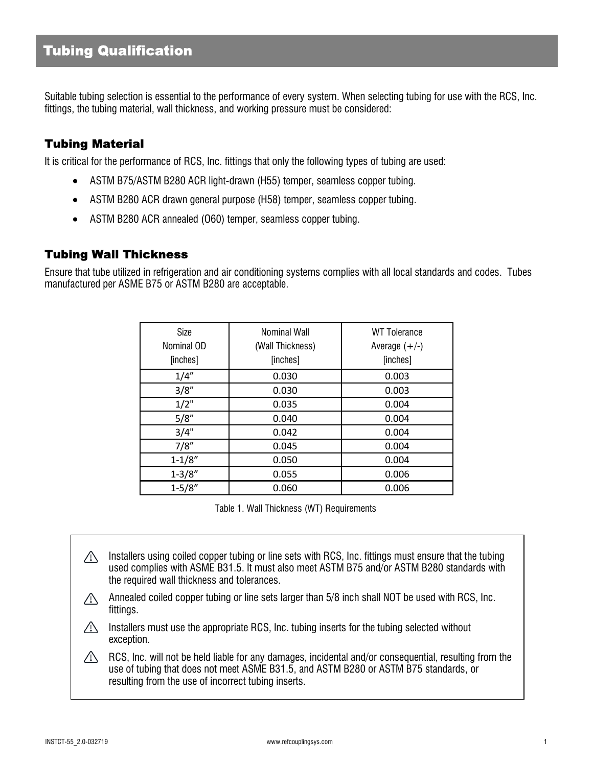# Tubing Qualification

Suitable tubing selection is essential to the performance of every system. When selecting tubing for use with the RCS, Inc. fittings, the tubing material, wall thickness, and working pressure must be considered:

## Tubing Material

It is critical for the performance of RCS, Inc. fittings that only the following types of tubing are used:

- ASTM B75/ASTM B280 ACR light-drawn (H55) temper, seamless copper tubing.
- ASTM B280 ACR drawn general purpose (H58) temper, seamless copper tubing.
- ASTM B280 ACR annealed (O60) temper, seamless copper tubing.

## Tubing Wall Thickness

Ensure that tube utilized in refrigeration and air conditioning systems complies with all local standards and codes. Tubes manufactured per ASME B75 or ASTM B280 are acceptable.

| Size Nominal OD [inches] | Nominal Wall (Wall Thickness) [inches] | WT Tolerance Average (+/-) [inches] |
|---|---|---|
| 1/4” | 0.030 | 0.003 |
| 3/8” | 0.030 | 0.003 |
| 1/2" | 0.035 | 0.004 |
| 5/8” | 0.040 | 0.004 |
| 3/4" | 0.042 | 0.004 |
| 7/8” | 0.045 | 0.004 |
| 1-1/8” | 0.050 | 0.004 |
| 1-3/8” | 0.055 | 0.006 |
| 1-5/8” | 0.060 | 0.006 |

Table 1. Wall Thickness (WT) Requirements

⚠ Installers using coiled copper tubing or line sets with RCS, Inc. fittings must ensure that the tubing used complies with ASME B31.5. It must also meet ASTM B75 and/or ASTM B280 standards with the required wall thickness and tolerances.

⚠ Annealed coiled copper tubing or line sets larger than 5/8 inch shall NOT be used with RCS, Inc. fittings.

⚠ Installers must use the appropriate RCS, Inc. tubing inserts for the tubing selected without exception.

⚠ RCS, Inc. will not be held liable for any damages, incidental and/or consequential, resulting from the use of tubing that does not meet ASME B31.5, and ASTM B280 or ASTM B75 standards, or resulting from the use of incorrect tubing inserts.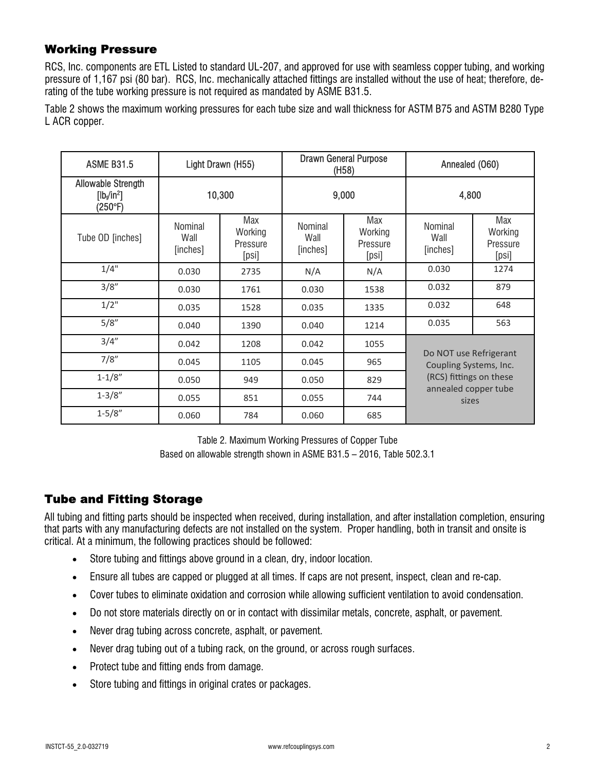## Working Pressure

RCS, Inc. components are ETL Listed to standard UL-207, and approved for use with seamless copper tubing, and working pressure of 1,167 psi (80 bar). RCS, Inc. mechanically attached fittings are installed without the use of heat; therefore, de-rating of the tube working pressure is not required as mandated by ASME B31.5.

Table 2 shows the maximum working pressures for each tube size and wall thickness for ASTM B75 and ASTM B280 Type L ACR copper.

| ASME B31.5 | Light Drawn (H55) | | Drawn General Purpose (H58) | | Annealed (O60) | |
|---|---|---|---|---|---|---|
| Allowable Strength [$lb_f/in^2$] (250°F) | 10,300 | | 9,000 | | 4,800 | |
| Tube OD [inches] | Nominal Wall [inches] | Max Working Pressure [psi] | Nominal Wall [inches] | Max Working Pressure [psi] | Nominal Wall [inches] | Max Working Pressure [psi] |
| 1/4" | 0.030 | 2735 | N/A | N/A | 0.030 | 1274 |
| 3/8" | 0.030 | 1761 | 0.030 | 1538 | 0.032 | 879 |
| 1/2" | 0.035 | 1528 | 0.035 | 1335 | 0.032 | 648 |
| 5/8" | 0.040 | 1390 | 0.040 | 1214 | 0.035 | 563 |
| 3/4" | 0.042 | 1208 | 0.042 | 1055 | Do NOT use Refrigerant Coupling Systems, Inc. (RCS) fittings on these annealed copper tube sizes | |
| 7/8" | 0.045 | 1105 | 0.045 | 965 | | |
| 1-1/8" | 0.050 | 949 | 0.050 | 829 | | |
| 1-3/8" | 0.055 | 851 | 0.055 | 744 | | |
| 1-5/8" | 0.060 | 784 | 0.060 | 685 | | |

Table 2. Maximum Working Pressures of Copper Tube
Based on allowable strength shown in ASME B31.5 – 2016, Table 502.3.1

## Tube and Fitting Storage

All tubing and fitting parts should be inspected when received, during installation, and after installation completion, ensuring that parts with any manufacturing defects are not installed on the system. Proper handling, both in transit and onsite is critical. At a minimum, the following practices should be followed:

- Store tubing and fittings above ground in a clean, dry, indoor location.
- Ensure all tubes are capped or plugged at all times. If caps are not present, inspect, clean and re-cap.
- Cover tubes to eliminate oxidation and corrosion while allowing sufficient ventilation to avoid condensation.
- Do not store materials directly on or in contact with dissimilar metals, concrete, asphalt, or pavement.
- Never drag tubing across concrete, asphalt, or pavement.
- Never drag tubing out of a tubing rack, on the ground, or across rough surfaces.
- Protect tube and fitting ends from damage.
- Store tubing and fittings in original crates or packages.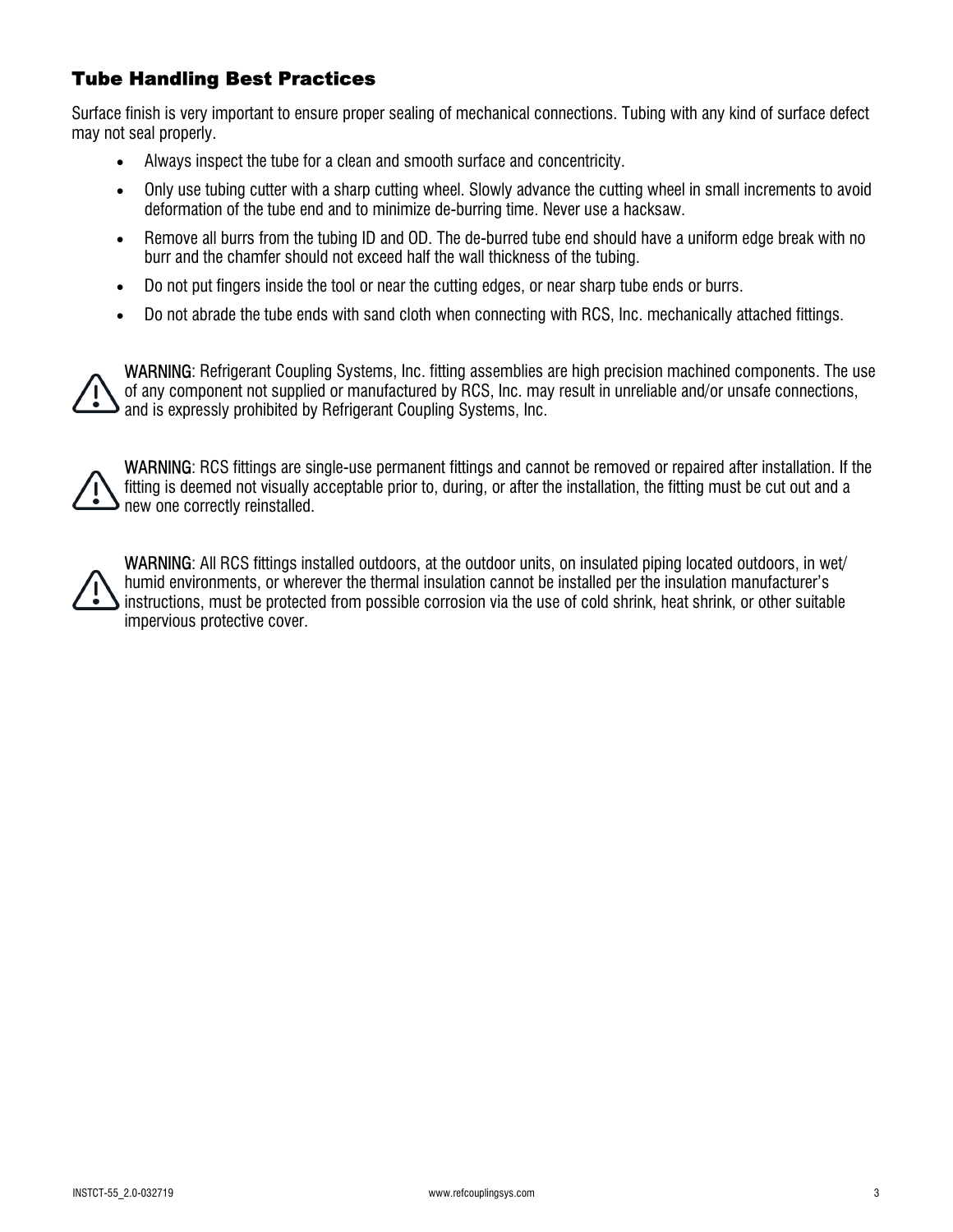## Tube Handling Best Practices

Surface finish is very important to ensure proper sealing of mechanical connections. Tubing with any kind of surface defect may not seal properly.

- Always inspect the tube for a clean and smooth surface and concentricity.
- Only use tubing cutter with a sharp cutting wheel. Slowly advance the cutting wheel in small increments to avoid deformation of the tube end and to minimize de-burring time. Never use a hacksaw.
- Remove all burrs from the tubing ID and OD. The de-burred tube end should have a uniform edge break with no burr and the chamfer should not exceed half the wall thickness of the tubing.
- Do not put fingers inside the tool or near the cutting edges, or near sharp tube ends or burrs.
- Do not abrade the tube ends with sand cloth when connecting with RCS, Inc. mechanically attached fittings.

**WARNING**: Refrigerant Coupling Systems, Inc. fitting assemblies are high precision machined components. The use of any component not supplied or manufactured by RCS, Inc. may result in unreliable and/or unsafe connections, and is expressly prohibited by Refrigerant Coupling Systems, Inc.

**WARNING**: RCS fittings are single-use permanent fittings and cannot be removed or repaired after installation. If the fitting is deemed not visually acceptable prior to, during, or after the installation, the fitting must be cut out and a new one correctly reinstalled.

**WARNING**: All RCS fittings installed outdoors, at the outdoor units, on insulated piping located outdoors, in wet/humid environments, or wherever the thermal insulation cannot be installed per the insulation manufacturer's instructions, must be protected from possible corrosion via the use of cold shrink, heat shrink, or other suitable impervious protective cover.